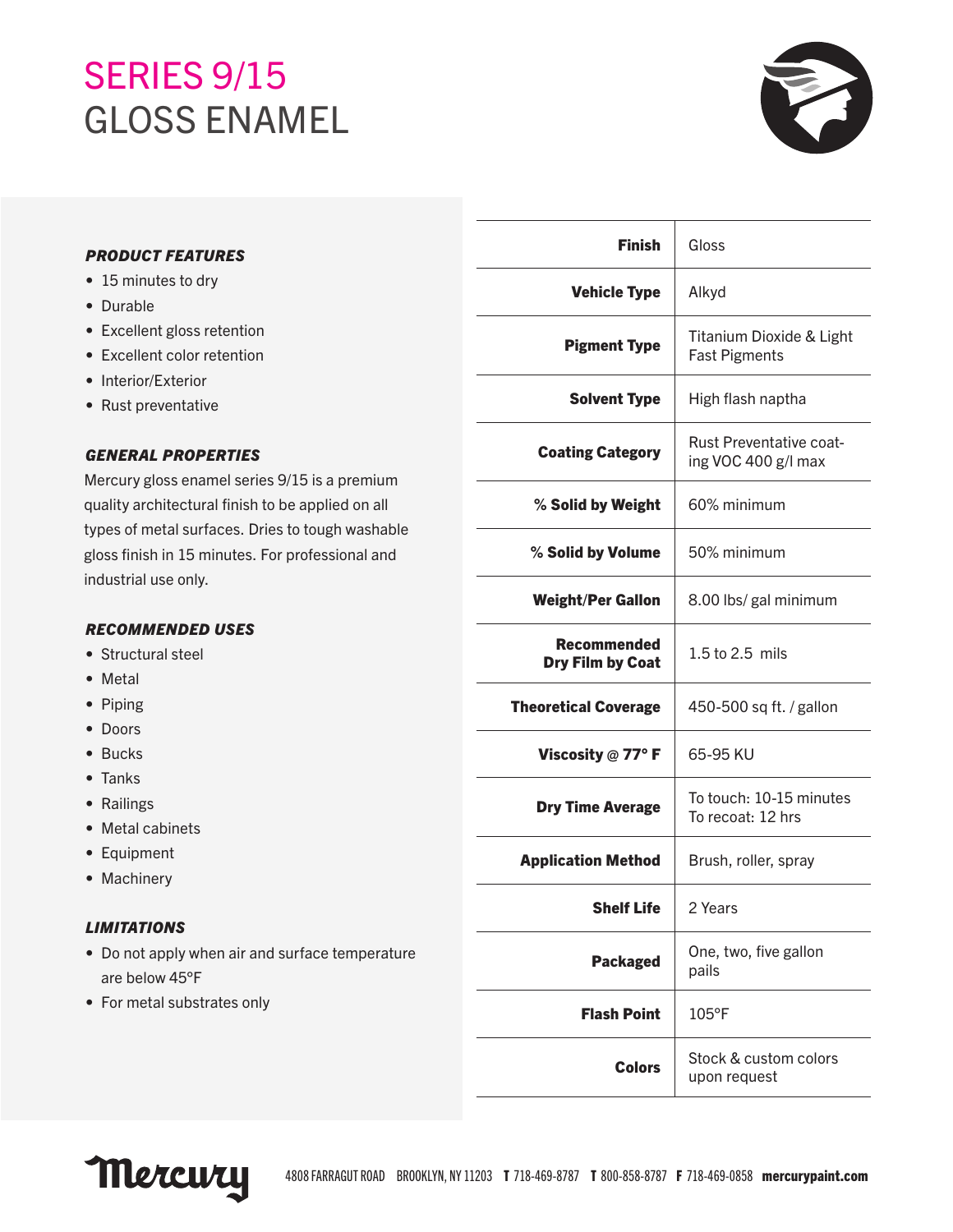# SERIES 9/15
# GLOSS ENAMEL

### *PRODUCT FEATURES*

- 15 minutes to dry
- Durable
- Excellent gloss retention
- Excellent color retention
- Interior/Exterior
- Rust preventative

### *GENERAL PROPERTIES*

Mercury gloss enamel series 9/15 is a premium quality architectural finish to be applied on all types of metal surfaces. Dries to tough washable gloss finish in 15 minutes. For professional and industrial use only.

### *RECOMMENDED USES*

- Structural steel
- Metal
- Piping
- Doors
- Bucks
- Tanks
- Railings
- Metal cabinets
- Equipment
- Machinery

### *LIMITATIONS*

- Do not apply when air and surface temperature are below 45°F
- For metal substrates only

| Property | Value |
|---|---|
| **Finish** | Gloss |
| **Vehicle Type** | Alkyd |
| **Pigment Type** | Titanium Dioxide & Light Fast Pigments |
| **Solvent Type** | High flash naptha |
| **Coating Category** | Rust Preventative coating VOC 400 g/l max |
| **% Solid by Weight** | 60% minimum |
| **% Solid by Volume** | 50% minimum |
| **Weight/Per Gallon** | 8.00 lbs/ gal minimum |
| **Recommended Dry Film by Coat** | 1.5 to 2.5 mils |
| **Theoretical Coverage** | 450-500 sq ft. / gallon |
| **Viscosity @ 77° F** | 65-95 KU |
| **Dry Time Average** | To touch: 10-15 minutes<br>To recoat: 12 hrs |
| **Application Method** | Brush, roller, spray |
| **Shelf Life** | 2 Years |
| **Packaged** | One, two, five gallon pails |
| **Flash Point** | 105°F |
| **Colors** | Stock & custom colors upon request |

Mercury 4808 FARRAGUT ROAD BROOKLYN, NY 11203 **T** 718-469-8787 **T** 800-858-8787 **F** 718-469-0858 **mercurypaint.com**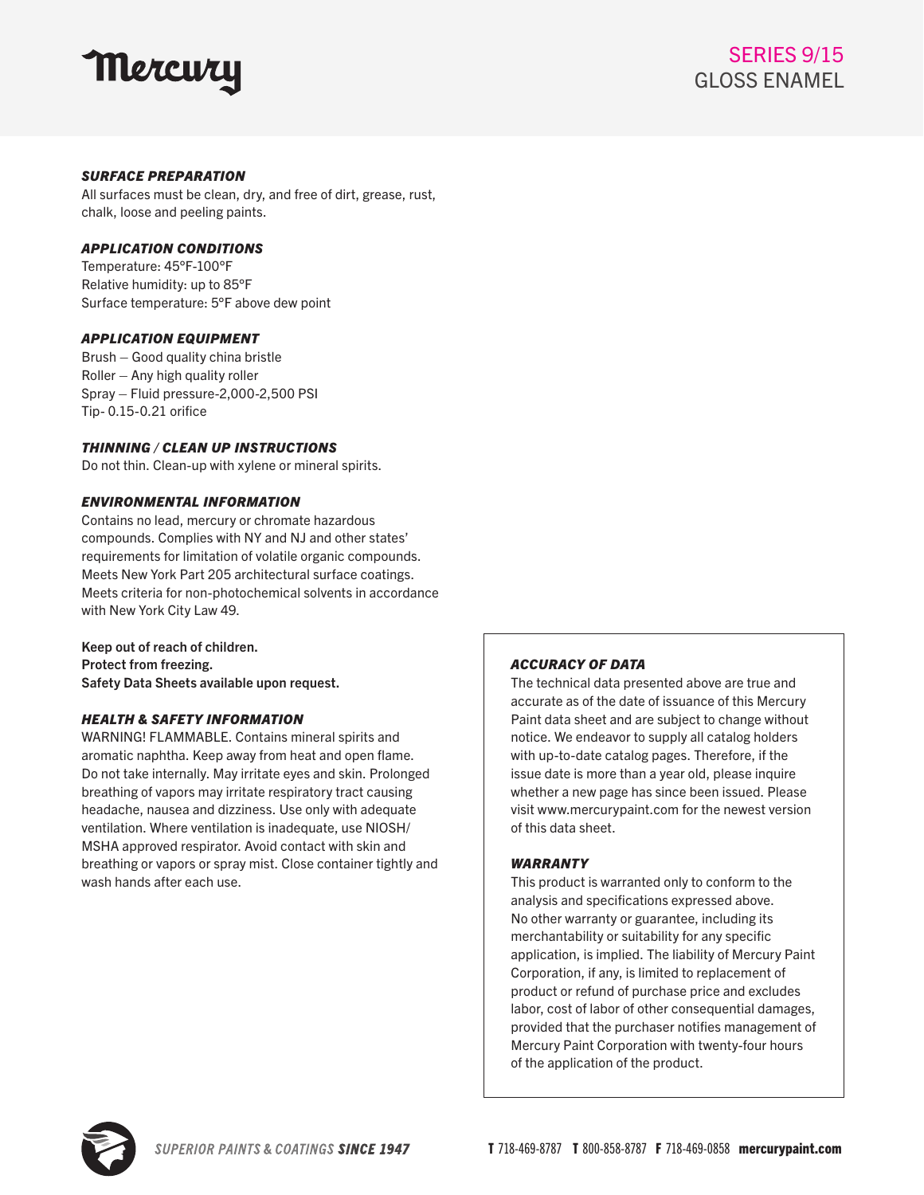# SERIES 9/15
## GLOSS ENAMEL

### *SURFACE PREPARATION*

All surfaces must be clean, dry, and free of dirt, grease, rust, chalk, loose and peeling paints.

### *APPLICATION CONDITIONS*

Temperature: 45°F-100°F
Relative humidity: up to 85°F
Surface temperature: 5°F above dew point

### *APPLICATION EQUIPMENT*

Brush – Good quality china bristle
Roller – Any high quality roller
Spray – Fluid pressure-2,000-2,500 PSI
Tip- 0.15-0.21 orifice

### *THINNING / CLEAN UP INSTRUCTIONS*

Do not thin. Clean-up with xylene or mineral spirits.

### *ENVIRONMENTAL INFORMATION*

Contains no lead, mercury or chromate hazardous compounds. Complies with NY and NJ and other states' requirements for limitation of volatile organic compounds. Meets New York Part 205 architectural surface coatings. Meets criteria for non-photochemical solvents in accordance with New York City Law 49.

**Keep out of reach of children.**
**Protect from freezing.**
**Safety Data Sheets available upon request.**

### *HEALTH & SAFETY INFORMATION*

WARNING! FLAMMABLE. Contains mineral spirits and aromatic naphtha. Keep away from heat and open flame. Do not take internally. May irritate eyes and skin. Prolonged breathing of vapors may irritate respiratory tract causing headache, nausea and dizziness. Use only with adequate ventilation. Where ventilation is inadequate, use NIOSH/MSHA approved respirator. Avoid contact with skin and breathing or vapors or spray mist. Close container tightly and wash hands after each use.

### *ACCURACY OF DATA*

The technical data presented above are true and accurate as of the date of issuance of this Mercury Paint data sheet and are subject to change without notice. We endeavor to supply all catalog holders with up-to-date catalog pages. Therefore, if the issue date is more than a year old, please inquire whether a new page has since been issued. Please visit www.mercurypaint.com for the newest version of this data sheet.

### *WARRANTY*

This product is warranted only to conform to the analysis and specifications expressed above. No other warranty or guarantee, including its merchantability or suitability for any specific application, is implied. The liability of Mercury Paint Corporation, if any, is limited to replacement of product or refund of purchase price and excludes labor, cost of labor of other consequential damages, provided that the purchaser notifies management of Mercury Paint Corporation with twenty-four hours of the application of the product.